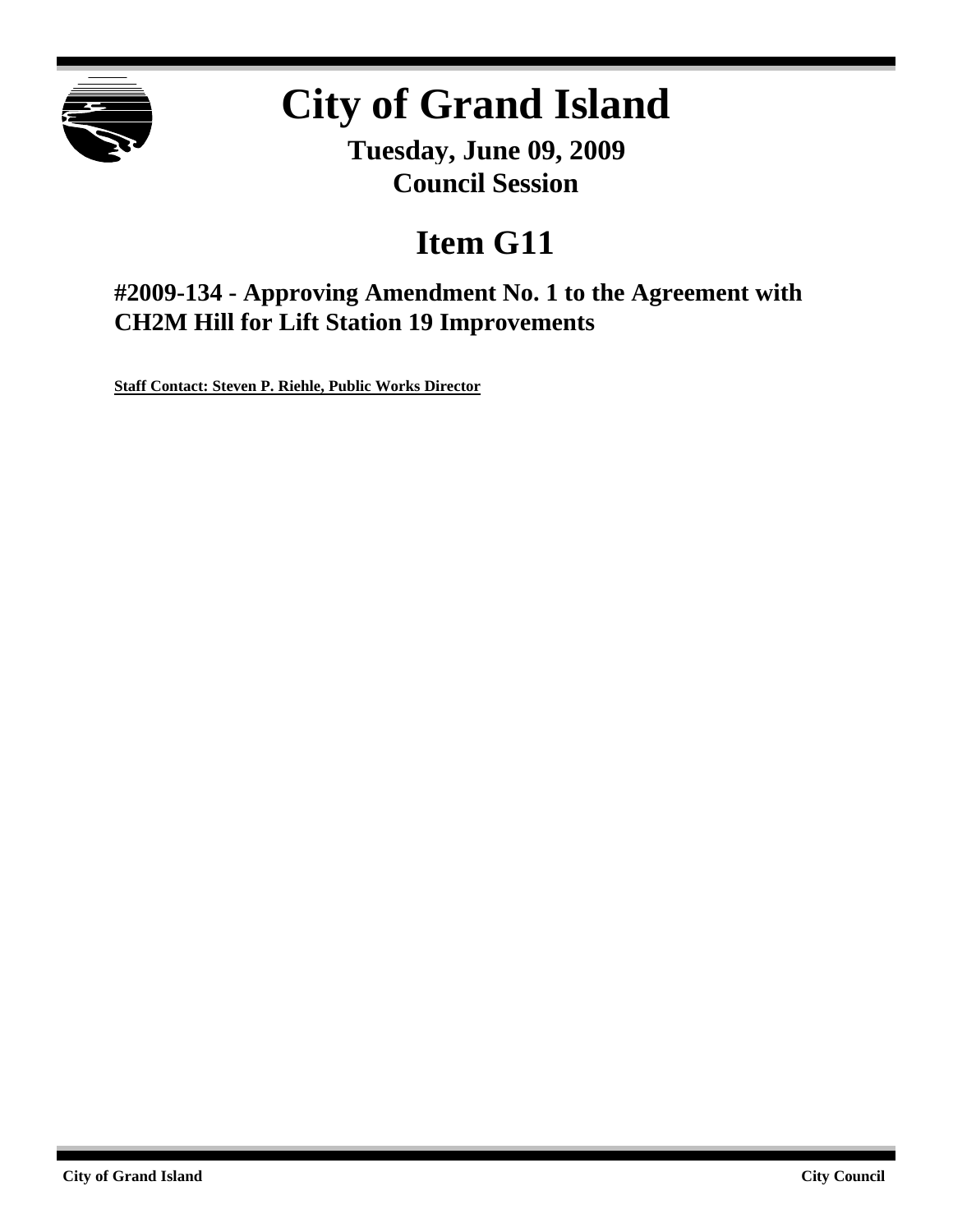# City of Grand Island

**Tuesday, June 09, 2009**
**Council Session**

# Item G11

## #2009-134 - Approving Amendment No. 1 to the Agreement with CH2M Hill for Lift Station 19 Improvements

**Staff Contact: Steven P. Riehle, Public Works Director**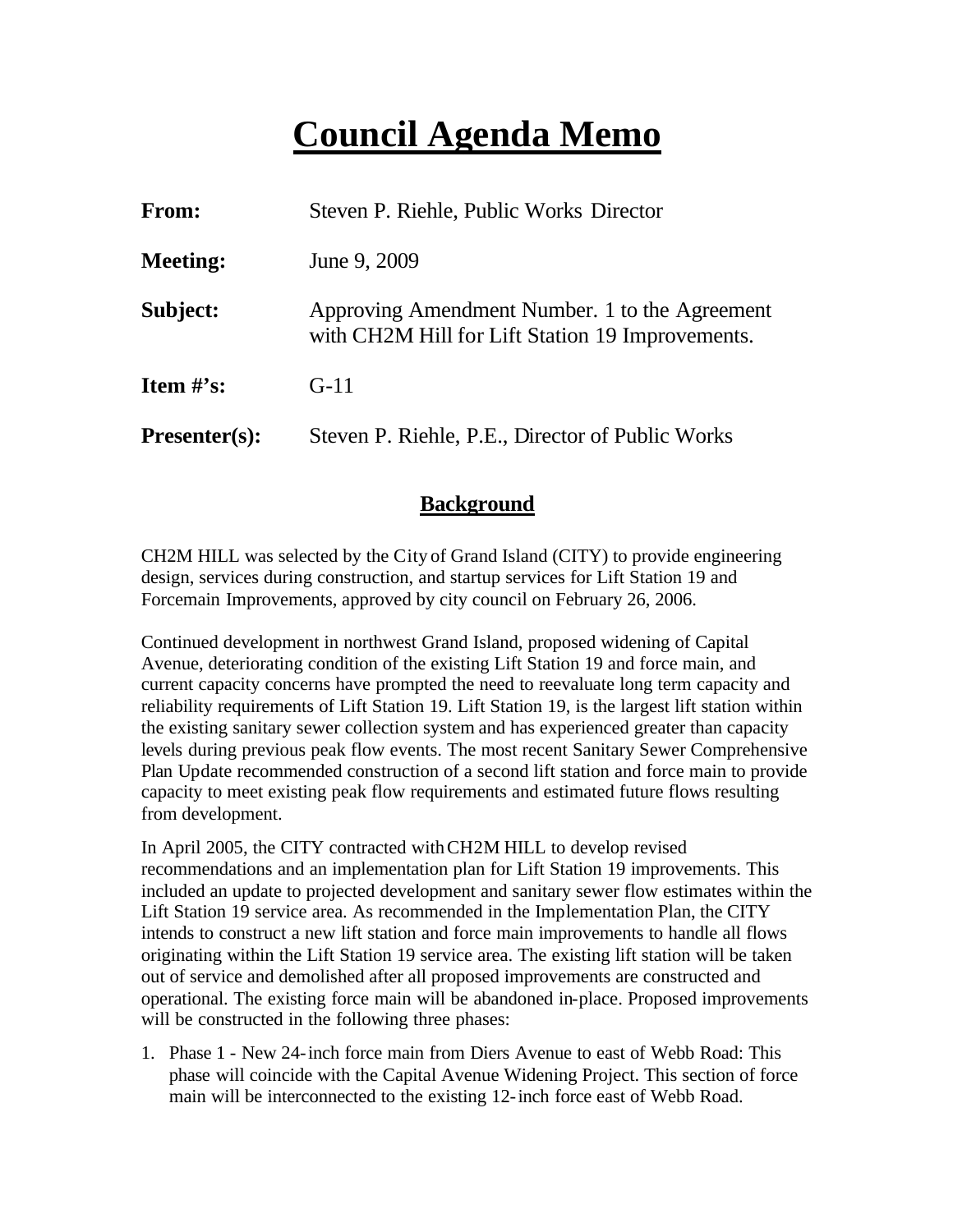# Council Agenda Memo

**From:** Steven P. Riehle, Public Works Director

**Meeting:** June 9, 2009

**Subject:** Approving Amendment Number. 1 to the Agreement with CH2M Hill for Lift Station 19 Improvements.

**Item #'s:** G-11

**Presenter(s):** Steven P. Riehle, P.E., Director of Public Works

## Background

CH2M HILL was selected by the City of Grand Island (CITY) to provide engineering design, services during construction, and startup services for Lift Station 19 and Forcemain Improvements, approved by city council on February 26, 2006.

Continued development in northwest Grand Island, proposed widening of Capital Avenue, deteriorating condition of the existing Lift Station 19 and force main, and current capacity concerns have prompted the need to reevaluate long term capacity and reliability requirements of Lift Station 19. Lift Station 19, is the largest lift station within the existing sanitary sewer collection system and has experienced greater than capacity levels during previous peak flow events. The most recent Sanitary Sewer Comprehensive Plan Update recommended construction of a second lift station and force main to provide capacity to meet existing peak flow requirements and estimated future flows resulting from development.

In April 2005, the CITY contracted with CH2M HILL to develop revised recommendations and an implementation plan for Lift Station 19 improvements. This included an update to projected development and sanitary sewer flow estimates within the Lift Station 19 service area. As recommended in the Implementation Plan, the CITY intends to construct a new lift station and force main improvements to handle all flows originating within the Lift Station 19 service area. The existing lift station will be taken out of service and demolished after all proposed improvements are constructed and operational. The existing force main will be abandoned in-place. Proposed improvements will be constructed in the following three phases:

1. Phase 1 - New 24-inch force main from Diers Avenue to east of Webb Road: This phase will coincide with the Capital Avenue Widening Project. This section of force main will be interconnected to the existing 12-inch force east of Webb Road.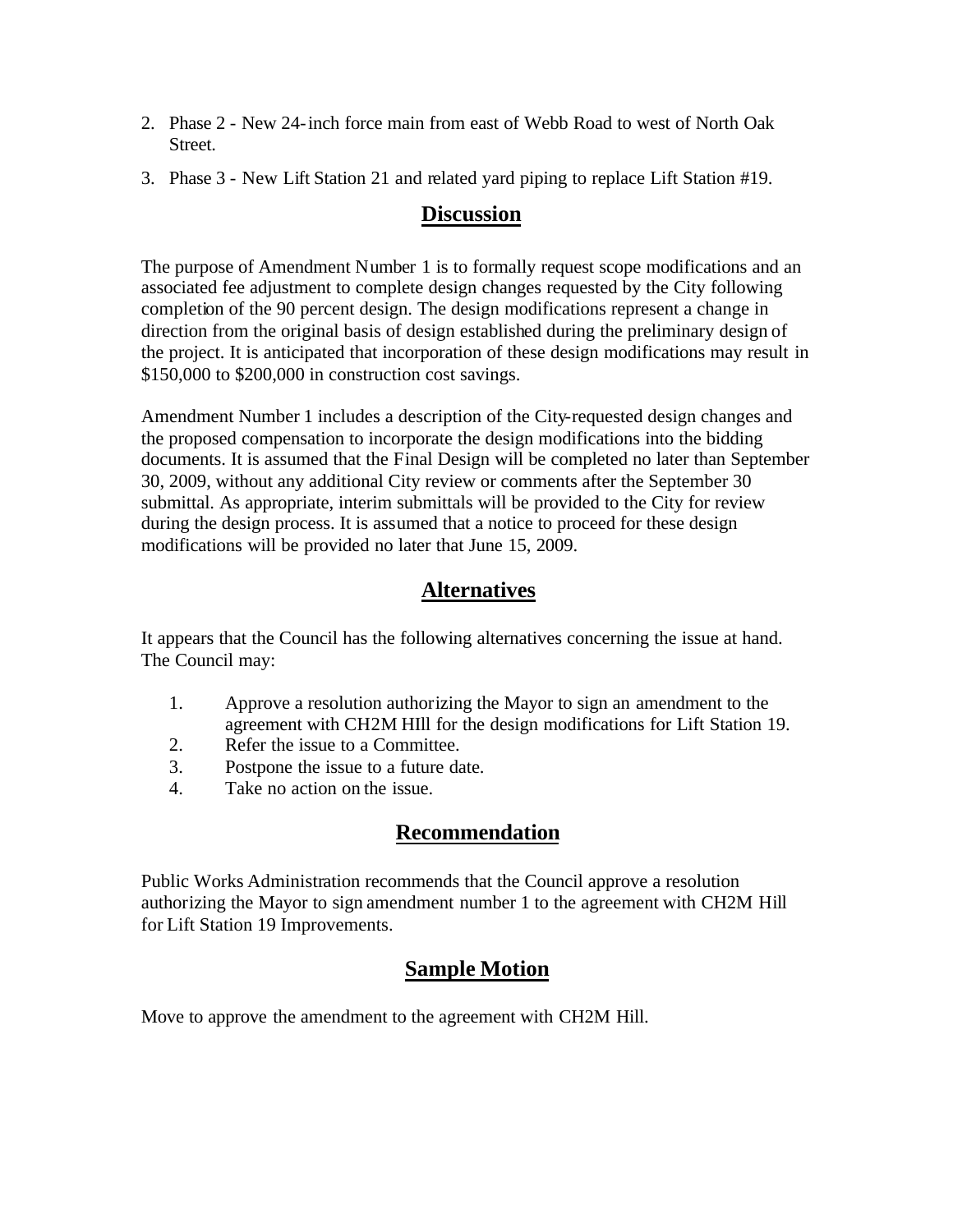2. Phase 2 - New 24-inch force main from east of Webb Road to west of North Oak Street.
3. Phase 3 - New Lift Station 21 and related yard piping to replace Lift Station #19.

## Discussion

The purpose of Amendment Number 1 is to formally request scope modifications and an associated fee adjustment to complete design changes requested by the City following completion of the 90 percent design. The design modifications represent a change in direction from the original basis of design established during the preliminary design of the project. It is anticipated that incorporation of these design modifications may result in \$150,000 to \$200,000 in construction cost savings.

Amendment Number 1 includes a description of the City-requested design changes and the proposed compensation to incorporate the design modifications into the bidding documents. It is assumed that the Final Design will be completed no later than September 30, 2009, without any additional City review or comments after the September 30 submittal. As appropriate, interim submittals will be provided to the City for review during the design process. It is assumed that a notice to proceed for these design modifications will be provided no later that June 15, 2009.

## Alternatives

It appears that the Council has the following alternatives concerning the issue at hand. The Council may:

1. Approve a resolution authorizing the Mayor to sign an amendment to the agreement with CH2M HIll for the design modifications for Lift Station 19.
2. Refer the issue to a Committee.
3. Postpone the issue to a future date.
4. Take no action on the issue.

## Recommendation

Public Works Administration recommends that the Council approve a resolution authorizing the Mayor to sign amendment number 1 to the agreement with CH2M Hill for Lift Station 19 Improvements.

## Sample Motion

Move to approve the amendment to the agreement with CH2M Hill.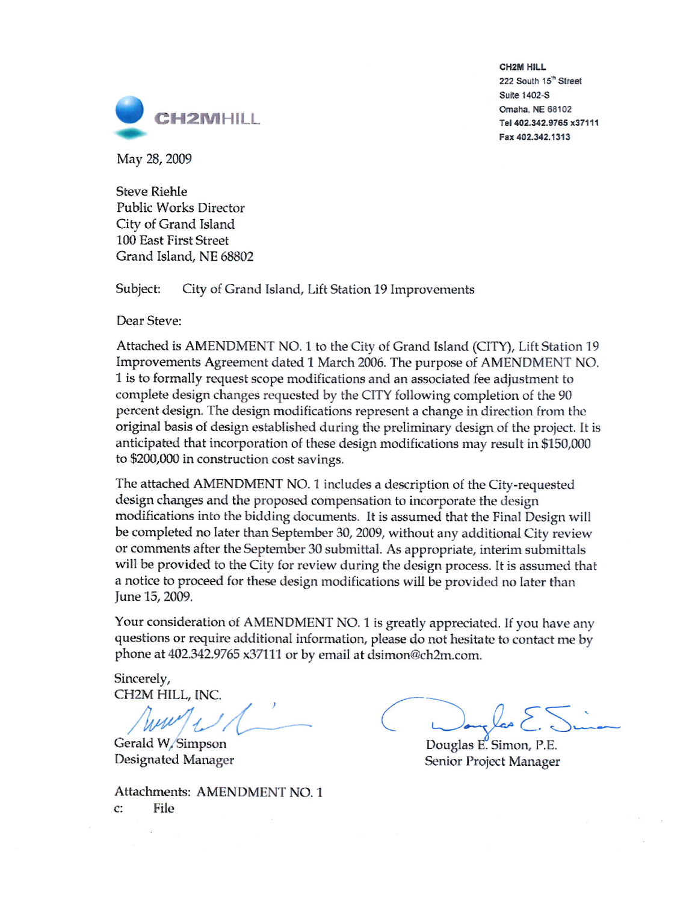CH2MHILL

CH2M HILL
222 South 15th Street
Suite 1402-S
Omaha, NE 68102
Tel 402.342.9765 x37111
Fax 402.342.1313

May 28, 2009

Steve Riehle
Public Works Director
City of Grand Island
100 East First Street
Grand Island, NE 68802

Subject: City of Grand Island, Lift Station 19 Improvements

Dear Steve:

Attached is AMENDMENT NO. 1 to the City of Grand Island (CITY), Lift Station 19 Improvements Agreement dated 1 March 2006. The purpose of AMENDMENT NO. 1 is to formally request scope modifications and an associated fee adjustment to complete design changes requested by the CITY following completion of the 90 percent design. The design modifications represent a change in direction from the original basis of design established during the preliminary design of the project. It is anticipated that incorporation of these design modifications may result in $150,000 to $200,000 in construction cost savings.

The attached AMENDMENT NO. 1 includes a description of the City-requested design changes and the proposed compensation to incorporate the design modifications into the bidding documents. It is assumed that the Final Design will be completed no later than September 30, 2009, without any additional City review or comments after the September 30 submittal. As appropriate, interim submittals will be provided to the City for review during the design process. It is assumed that a notice to proceed for these design modifications will be provided no later than June 15, 2009.

Your consideration of AMENDMENT NO. 1 is greatly appreciated. If you have any questions or require additional information, please do not hesitate to contact me by phone at 402.342.9765 x37111 or by email at dsimon@ch2m.com.

Sincerely,
CH2M HILL, INC.

Gerald W. Simpson
Designated Manager

Douglas E. Simon, P.E.
Senior Project Manager

Attachments: AMENDMENT NO. 1
c: File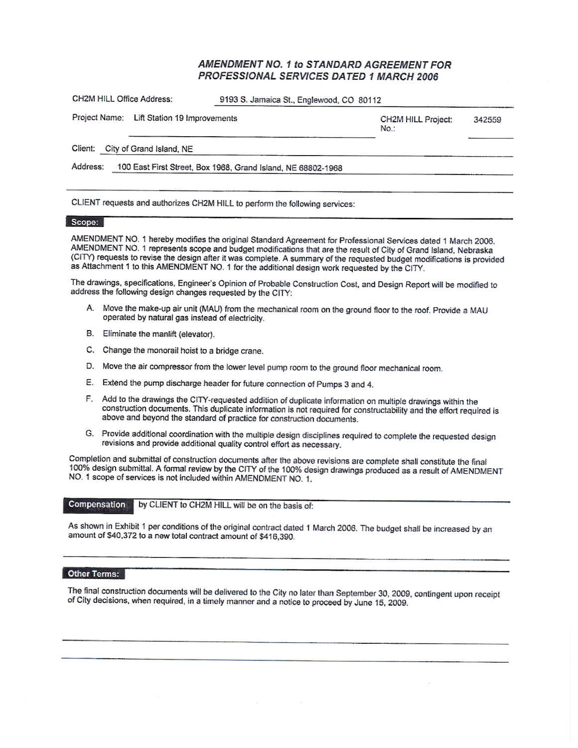# *AMENDMENT NO. 1 to STANDARD AGREEMENT FOR PROFESSIONAL SERVICES DATED 1 MARCH 2006*

CH2M HILL Office Address: 9193 S. Jamaica St., Englewood, CO 80112

Project Name: Lift Station 19 Improvements — CH2M HILL Project No.: 342559

Client: City of Grand Island, NE

Address: 100 East First Street, Box 1968, Grand Island, NE 68802-1968

CLIENT requests and authorizes CH2M HILL to perform the following services:

## Scope:

AMENDMENT NO. 1 hereby modifies the original Standard Agreement for Professional Services dated 1 March 2006. AMENDMENT NO. 1 represents scope and budget modifications that are the result of City of Grand Island, Nebraska (CITY) requests to revise the design after it was complete. A summary of the requested budget modifications is provided as Attachment 1 to this AMENDMENT NO. 1 for the additional design work requested by the CITY.

The drawings, specifications, Engineer's Opinion of Probable Construction Cost, and Design Report will be modified to address the following design changes requested by the CITY:

A. Move the make-up air unit (MAU) from the mechanical room on the ground floor to the roof. Provide a MAU operated by natural gas instead of electricity.

B. Eliminate the manlift (elevator).

C. Change the monorail hoist to a bridge crane.

D. Move the air compressor from the lower level pump room to the ground floor mechanical room.

E. Extend the pump discharge header for future connection of Pumps 3 and 4.

F. Add to the drawings the CITY-requested addition of duplicate information on multiple drawings within the construction documents. This duplicate information is not required for constructability and the effort required is above and beyond the standard of practice for construction documents.

G. Provide additional coordination with the multiple design disciplines required to complete the requested design revisions and provide additional quality control effort as necessary.

Completion and submittal of construction documents after the above revisions are complete shall constitute the final 100% design submittal. A formal review by the CITY of the 100% design drawings produced as a result of AMENDMENT NO. 1 scope of services is not included within AMENDMENT NO. 1.

## Compensation by CLIENT to CH2M HILL will be on the basis of:

As shown in Exhibit 1 per conditions of the original contract dated 1 March 2006. The budget shall be increased by an amount of $40,372 to a new total contract amount of $416,390.

## Other Terms:

The final construction documents will be delivered to the City no later than September 30, 2009, contingent upon receipt of City decisions, when required, in a timely manner and a notice to proceed by June 15, 2009.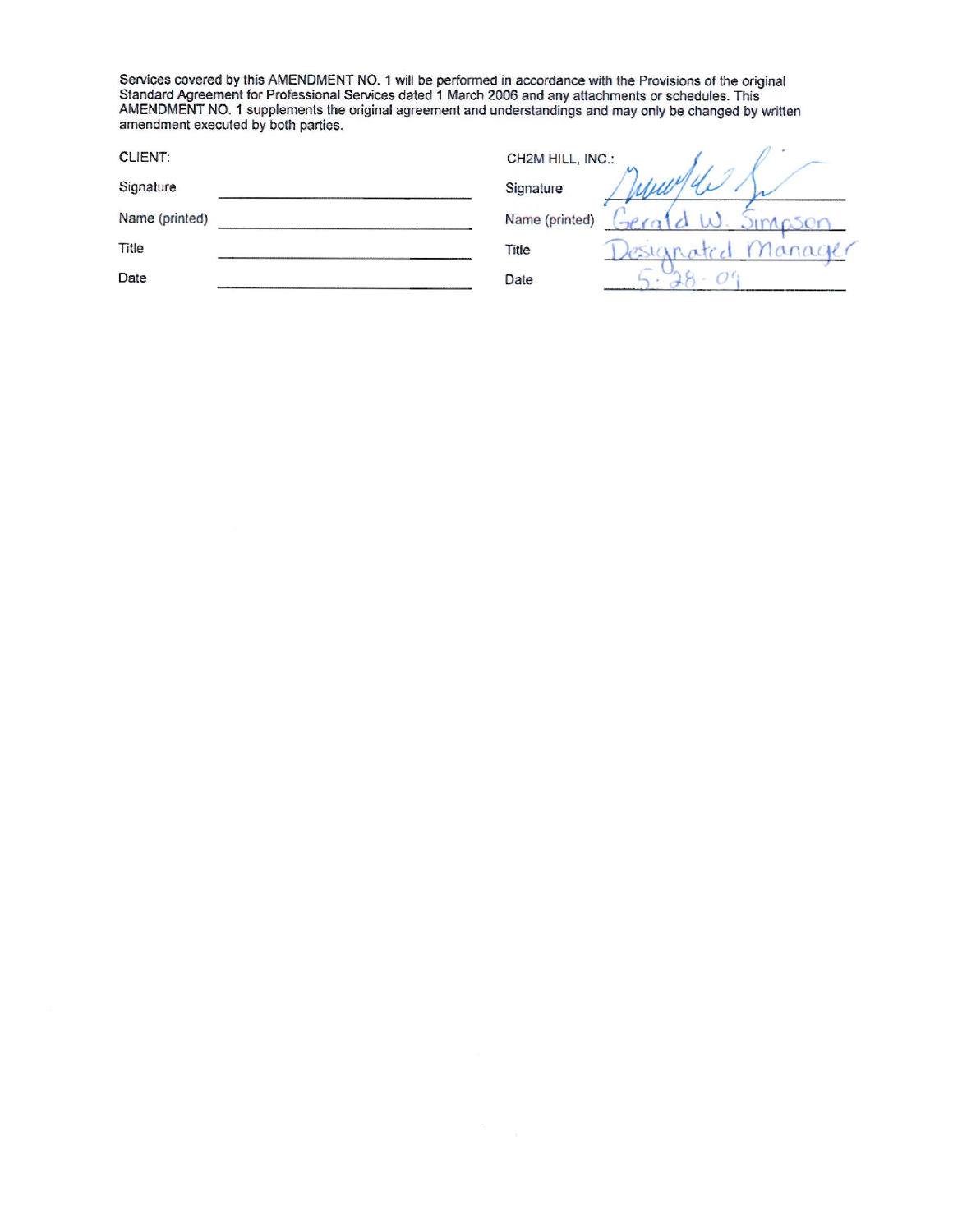Services covered by this AMENDMENT NO. 1 will be performed in accordance with the Provisions of the original Standard Agreement for Professional Services dated 1 March 2006 and any attachments or schedules. This AMENDMENT NO. 1 supplements the original agreement and understandings and may only be changed by written amendment executed by both parties.

| CLIENT: | | CH2M HILL, INC.: | |
|---|---|---|---|
| Signature | | Signature | *(signed)* |
| Name (printed) | | Name (printed) | Gerald W. Simpson |
| Title | | Title | Designated Manager |
| Date | | Date | 5-28-09 |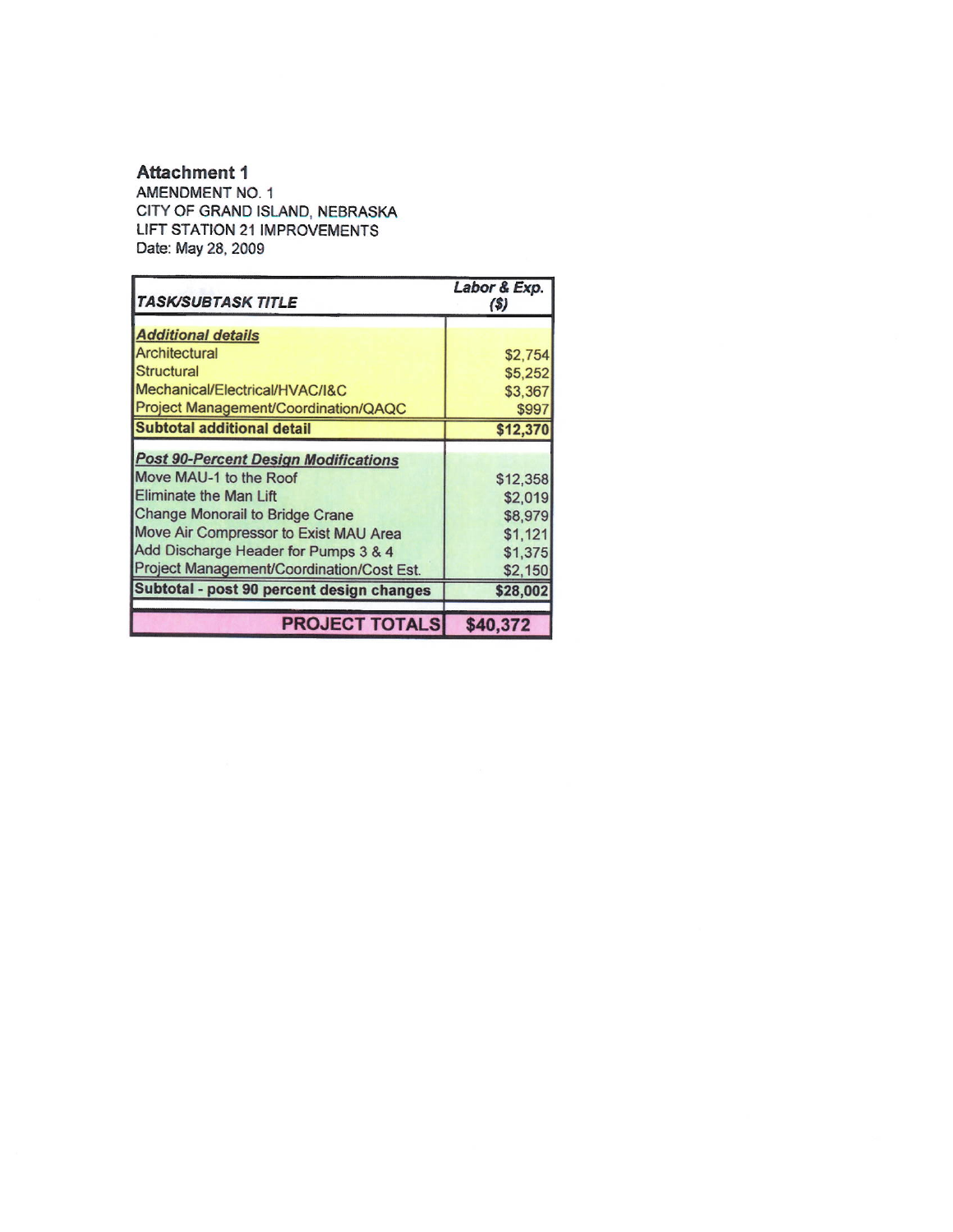**Attachment 1**

AMENDMENT NO. 1
CITY OF GRAND ISLAND, NEBRASKA
LIFT STATION 21 IMPROVEMENTS
Date: May 28, 2009

| *TASK/SUBTASK TITLE* | *Labor & Exp. ($)* |
|---|---|
| ***Additional details*** | |
| Architectural | $2,754 |
| Structural | $5,252 |
| Mechanical/Electrical/HVAC/I&C | $3,367 |
| Project Management/Coordination/QAQC | $997 |
| **Subtotal additional detail** | **$12,370** |
| ***Post 90-Percent Design Modifications*** | |
| Move MAU-1 to the Roof | $12,358 |
| Eliminate the Man Lift | $2,019 |
| Change Monorail to Bridge Crane | $8,979 |
| Move Air Compressor to Exist MAU Area | $1,121 |
| Add Discharge Header for Pumps 3 & 4 | $1,375 |
| Project Management/Coordination/Cost Est. | $2,150 |
| **Subtotal - post 90 percent design changes** | **$28,002** |
| **PROJECT TOTALS** | **$40,372** |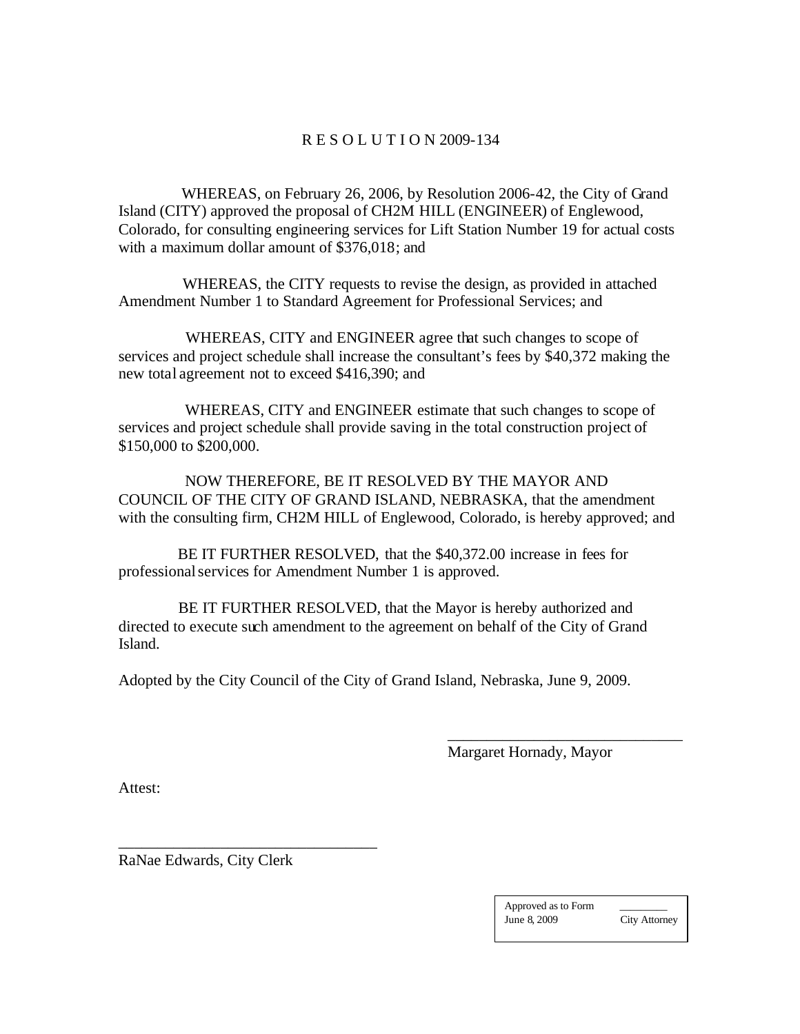# R E S O L U T I O N 2009-134

WHEREAS, on February 26, 2006, by Resolution 2006-42, the City of Grand Island (CITY) approved the proposal of CH2M HILL (ENGINEER) of Englewood, Colorado, for consulting engineering services for Lift Station Number 19 for actual costs with a maximum dollar amount of $376,018; and

WHEREAS, the CITY requests to revise the design, as provided in attached Amendment Number 1 to Standard Agreement for Professional Services; and

WHEREAS, CITY and ENGINEER agree that such changes to scope of services and project schedule shall increase the consultant's fees by $40,372 making the new total agreement not to exceed $416,390; and

WHEREAS, CITY and ENGINEER estimate that such changes to scope of services and project schedule shall provide saving in the total construction project of $150,000 to $200,000.

NOW THEREFORE, BE IT RESOLVED BY THE MAYOR AND COUNCIL OF THE CITY OF GRAND ISLAND, NEBRASKA, that the amendment with the consulting firm, CH2M HILL of Englewood, Colorado, is hereby approved; and

BE IT FURTHER RESOLVED, that the $40,372.00 increase in fees for professional services for Amendment Number 1 is approved.

BE IT FURTHER RESOLVED, that the Mayor is hereby authorized and directed to execute such amendment to the agreement on behalf of the City of Grand Island.

Adopted by the City Council of the City of Grand Island, Nebraska, June 9, 2009.

______________________________
Margaret Hornady, Mayor

Attest:

______________________________
RaNae Edwards, City Clerk

Approved as to Form ________
June 8, 2009 City Attorney